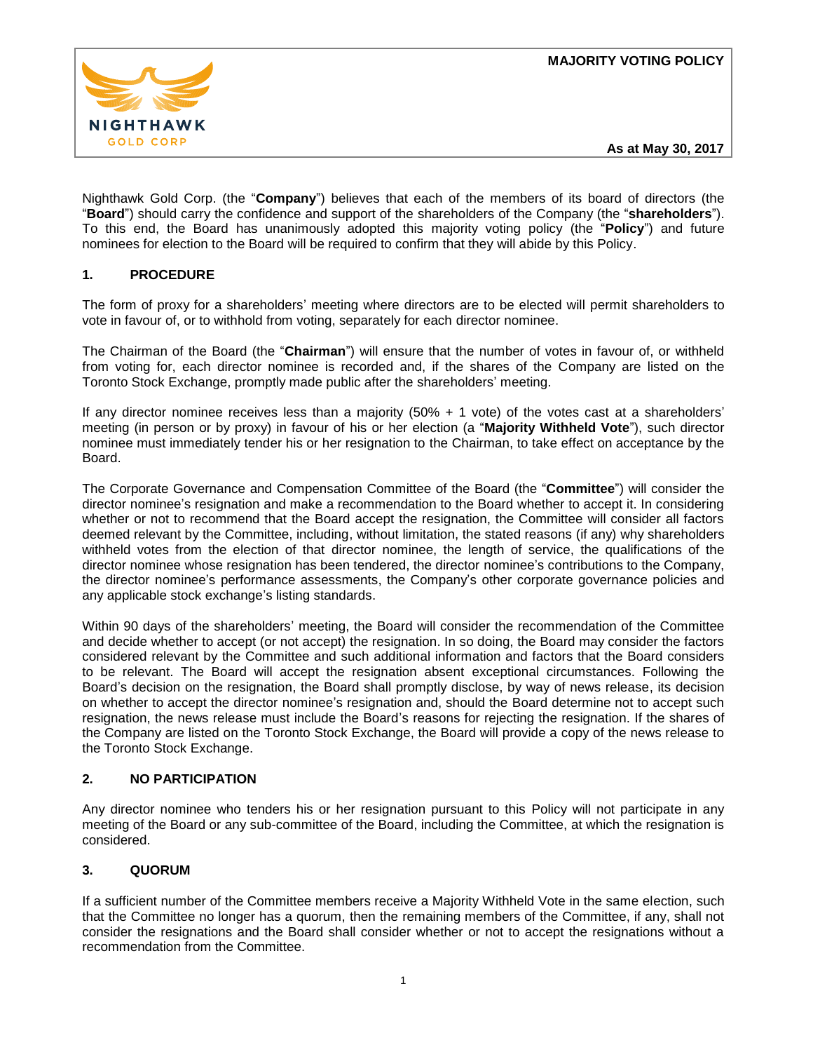**MAJORITY VOTING POLICY**

**As at May 30, 2017**

Nighthawk Gold Corp. (the "**Company**") believes that each of the members of its board of directors (the "**Board**") should carry the confidence and support of the shareholders of the Company (the "**shareholders**"). To this end, the Board has unanimously adopted this majority voting policy (the "**Policy**") and future nominees for election to the Board will be required to confirm that they will abide by this Policy.

## 1. PROCEDURE

The form of proxy for a shareholders' meeting where directors are to be elected will permit shareholders to vote in favour of, or to withhold from voting, separately for each director nominee.

The Chairman of the Board (the "**Chairman**") will ensure that the number of votes in favour of, or withheld from voting for, each director nominee is recorded and, if the shares of the Company are listed on the Toronto Stock Exchange, promptly made public after the shareholders' meeting.

If any director nominee receives less than a majority (50% + 1 vote) of the votes cast at a shareholders' meeting (in person or by proxy) in favour of his or her election (a "**Majority Withheld Vote**"), such director nominee must immediately tender his or her resignation to the Chairman, to take effect on acceptance by the Board.

The Corporate Governance and Compensation Committee of the Board (the "**Committee**") will consider the director nominee's resignation and make a recommendation to the Board whether to accept it. In considering whether or not to recommend that the Board accept the resignation, the Committee will consider all factors deemed relevant by the Committee, including, without limitation, the stated reasons (if any) why shareholders withheld votes from the election of that director nominee, the length of service, the qualifications of the director nominee whose resignation has been tendered, the director nominee's contributions to the Company, the director nominee's performance assessments, the Company's other corporate governance policies and any applicable stock exchange's listing standards.

Within 90 days of the shareholders' meeting, the Board will consider the recommendation of the Committee and decide whether to accept (or not accept) the resignation. In so doing, the Board may consider the factors considered relevant by the Committee and such additional information and factors that the Board considers to be relevant. The Board will accept the resignation absent exceptional circumstances. Following the Board's decision on the resignation, the Board shall promptly disclose, by way of news release, its decision on whether to accept the director nominee's resignation and, should the Board determine not to accept such resignation, the news release must include the Board's reasons for rejecting the resignation. If the shares of the Company are listed on the Toronto Stock Exchange, the Board will provide a copy of the news release to the Toronto Stock Exchange.

## 2. NO PARTICIPATION

Any director nominee who tenders his or her resignation pursuant to this Policy will not participate in any meeting of the Board or any sub-committee of the Board, including the Committee, at which the resignation is considered.

## 3. QUORUM

If a sufficient number of the Committee members receive a Majority Withheld Vote in the same election, such that the Committee no longer has a quorum, then the remaining members of the Committee, if any, shall not consider the resignations and the Board shall consider whether or not to accept the resignations without a recommendation from the Committee.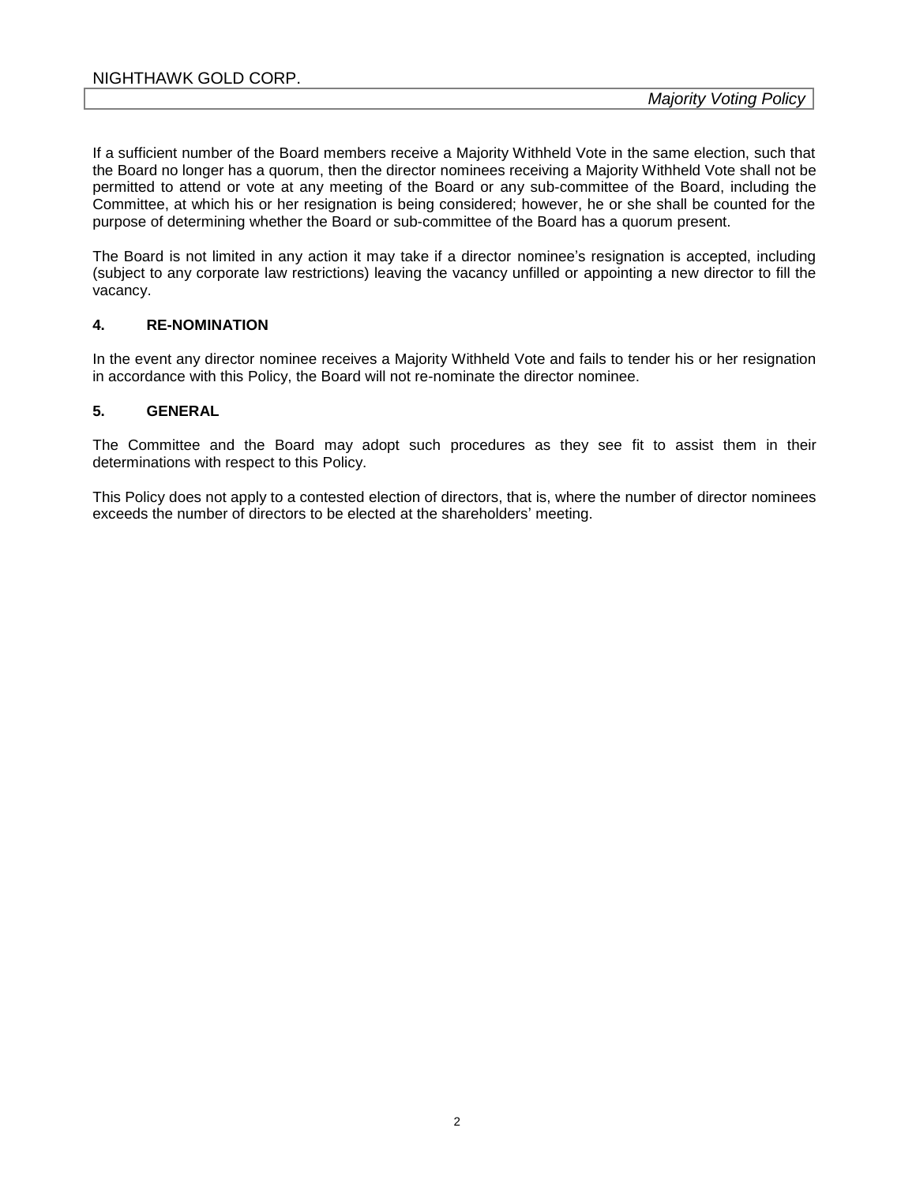If a sufficient number of the Board members receive a Majority Withheld Vote in the same election, such that the Board no longer has a quorum, then the director nominees receiving a Majority Withheld Vote shall not be permitted to attend or vote at any meeting of the Board or any sub-committee of the Board, including the Committee, at which his or her resignation is being considered; however, he or she shall be counted for the purpose of determining whether the Board or sub-committee of the Board has a quorum present.

The Board is not limited in any action it may take if a director nominee's resignation is accepted, including (subject to any corporate law restrictions) leaving the vacancy unfilled or appointing a new director to fill the vacancy.

### 4. RE-NOMINATION

In the event any director nominee receives a Majority Withheld Vote and fails to tender his or her resignation in accordance with this Policy, the Board will not re-nominate the director nominee.

### 5. GENERAL

The Committee and the Board may adopt such procedures as they see fit to assist them in their determinations with respect to this Policy.

This Policy does not apply to a contested election of directors, that is, where the number of director nominees exceeds the number of directors to be elected at the shareholders' meeting.